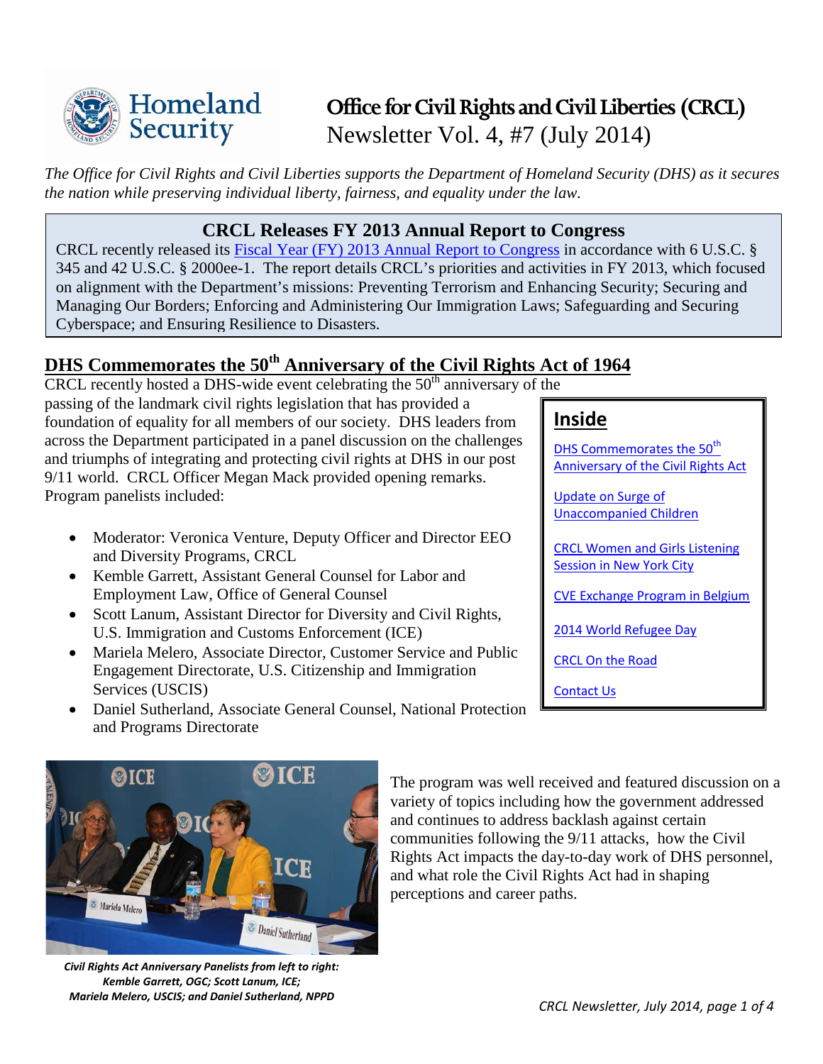# Office for Civil Rights and Civil Liberties (CRCL)
Newsletter Vol. 4, #7 (July 2014)

*The Office for Civil Rights and Civil Liberties supports the Department of Homeland Security (DHS) as it secures the nation while preserving individual liberty, fairness, and equality under the law.*

## CRCL Releases FY 2013 Annual Report to Congress

CRCL recently released its [Fiscal Year (FY) 2013 Annual Report to Congress]() in accordance with 6 U.S.C. § 345 and 42 U.S.C. § 2000ee-1. The report details CRCL's priorities and activities in FY 2013, which focused on alignment with the Department's missions: Preventing Terrorism and Enhancing Security; Securing and Managing Our Borders; Enforcing and Administering Our Immigration Laws; Safeguarding and Securing Cyberspace; and Ensuring Resilience to Disasters.

**Inside**

- DHS Commemorates the 50th Anniversary of the Civil Rights Act
- Update on Surge of Unaccompanied Children
- CRCL Women and Girls Listening Session in New York City
- CVE Exchange Program in Belgium
- 2014 World Refugee Day
- CRCL On the Road
- Contact Us

## DHS Commemorates the 50th Anniversary of the Civil Rights Act of 1964

CRCL recently hosted a DHS-wide event celebrating the 50th anniversary of the passing of the landmark civil rights legislation that has provided a foundation of equality for all members of our society. DHS leaders from across the Department participated in a panel discussion on the challenges and triumphs of integrating and protecting civil rights at DHS in our post 9/11 world. CRCL Officer Megan Mack provided opening remarks. Program panelists included:

- Moderator: Veronica Venture, Deputy Officer and Director EEO and Diversity Programs, CRCL
- Kemble Garrett, Assistant General Counsel for Labor and Employment Law, Office of General Counsel
- Scott Lanum, Assistant Director for Diversity and Civil Rights, U.S. Immigration and Customs Enforcement (ICE)
- Mariela Melero, Associate Director, Customer Service and Public Engagement Directorate, U.S. Citizenship and Immigration Services (USCIS)
- Daniel Sutherland, Associate General Counsel, National Protection and Programs Directorate

***Civil Rights Act Anniversary Panelists from left to right: Kemble Garrett, OGC; Scott Lanum, ICE; Mariela Melero, USCIS; and Daniel Sutherland, NPPD***

The program was well received and featured discussion on a variety of topics including how the government addressed and continues to address backlash against certain communities following the 9/11 attacks, how the Civil Rights Act impacts the day-to-day work of DHS personnel, and what role the Civil Rights Act had in shaping perceptions and career paths.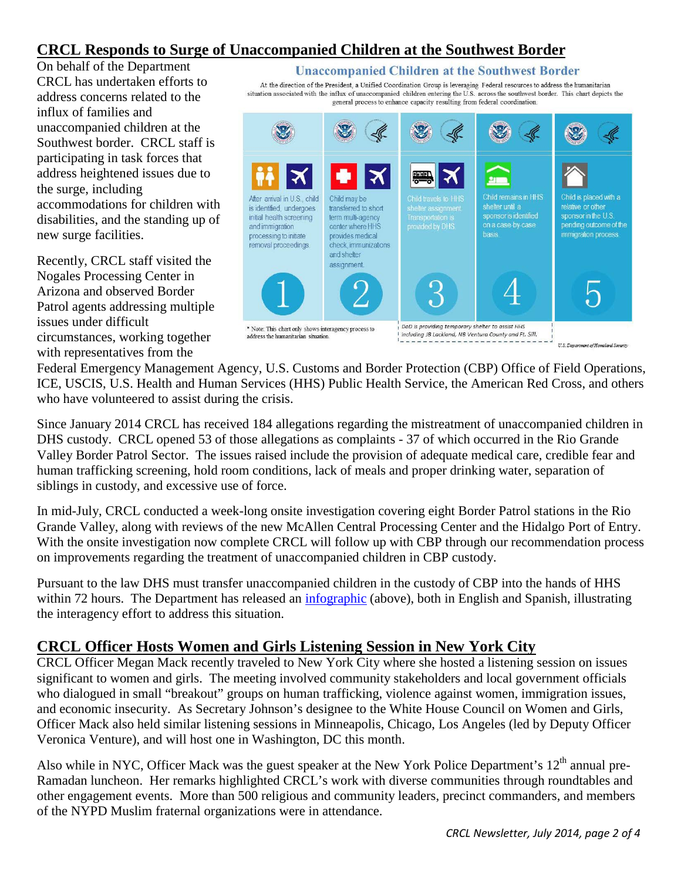## CRCL Responds to Surge of Unaccompanied Children at the Southwest Border

On behalf of the Department CRCL has undertaken efforts to address concerns related to the influx of families and unaccompanied children at the Southwest border. CRCL staff is participating in task forces that address heightened issues due to the surge, including accommodations for children with disabilities, and the standing up of new surge facilities.

**Unaccompanied Children at the Southwest Border**

At the direction of the President, a Unified Coordination Group is leveraging Federal resources to address the humanitarian situation associated with the influx of unaccompanied children entering the U.S. across the southwest border. This chart depicts the general process to enhance capacity resulting from federal coordination.

1. After arrival in U.S., child is identified, undergoes initial health screening and immigration processing to initiate removal proceedings.
2. Child may be transferred to short term multi-agency center where HHS provides medical check, immunizations and shelter assignment.
3. Child travels to HHS shelter assignment. Transportation is provided by DHS.
4. Child remains in HHS shelter until a sponsor is identified on a case-by-case basis.
5. Child is placed with a relative or other sponsor in the U.S. pending outcome of the immigration process.

\* Note: This chart only shows interagency process to address the humanitarian situation.

DoD is providing temporary shelter to assist HHS including JB Lackland, NB Ventura County and Ft. Sill.

U.S. Department of Homeland Security

Recently, CRCL staff visited the Nogales Processing Center in Arizona and observed Border Patrol agents addressing multiple issues under difficult circumstances, working together with representatives from the Federal Emergency Management Agency, U.S. Customs and Border Protection (CBP) Office of Field Operations, ICE, USCIS, U.S. Health and Human Services (HHS) Public Health Service, the American Red Cross, and others who have volunteered to assist during the crisis.

Since January 2014 CRCL has received 184 allegations regarding the mistreatment of unaccompanied children in DHS custody. CRCL opened 53 of those allegations as complaints - 37 of which occurred in the Rio Grande Valley Border Patrol Sector. The issues raised include the provision of adequate medical care, credible fear and human trafficking screening, hold room conditions, lack of meals and proper drinking water, separation of siblings in custody, and excessive use of force.

In mid-July, CRCL conducted a week-long onsite investigation covering eight Border Patrol stations in the Rio Grande Valley, along with reviews of the new McAllen Central Processing Center and the Hidalgo Port of Entry. With the onsite investigation now complete CRCL will follow up with CBP through our recommendation process on improvements regarding the treatment of unaccompanied children in CBP custody.

Pursuant to the law DHS must transfer unaccompanied children in the custody of CBP into the hands of HHS within 72 hours. The Department has released an infographic (above), both in English and Spanish, illustrating the interagency effort to address this situation.

## CRCL Officer Hosts Women and Girls Listening Session in New York City

CRCL Officer Megan Mack recently traveled to New York City where she hosted a listening session on issues significant to women and girls. The meeting involved community stakeholders and local government officials who dialogued in small "breakout" groups on human trafficking, violence against women, immigration issues, and economic insecurity. As Secretary Johnson's designee to the White House Council on Women and Girls, Officer Mack also held similar listening sessions in Minneapolis, Chicago, Los Angeles (led by Deputy Officer Veronica Venture), and will host one in Washington, DC this month.

Also while in NYC, Officer Mack was the guest speaker at the New York Police Department's 12th annual pre-Ramadan luncheon. Her remarks highlighted CRCL's work with diverse communities through roundtables and other engagement events. More than 500 religious and community leaders, precinct commanders, and members of the NYPD Muslim fraternal organizations were in attendance.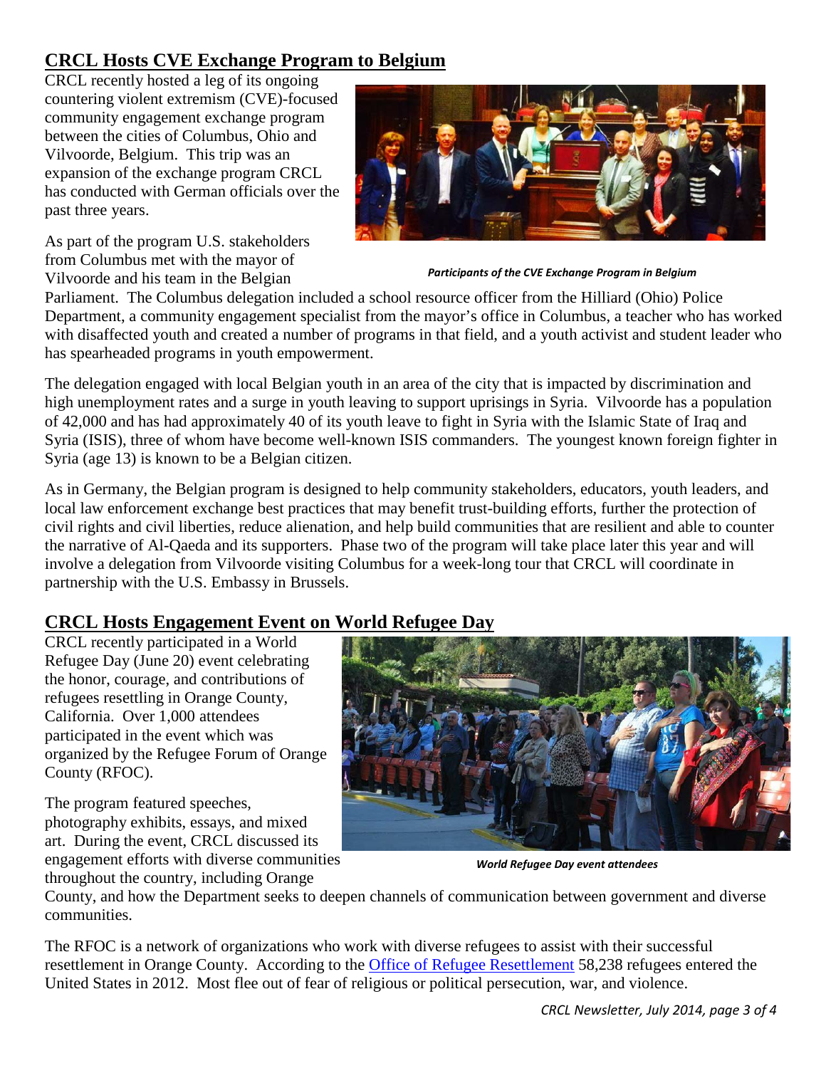## CRCL Hosts CVE Exchange Program to Belgium

CRCL recently hosted a leg of its ongoing countering violent extremism (CVE)-focused community engagement exchange program between the cities of Columbus, Ohio and Vilvoorde, Belgium. This trip was an expansion of the exchange program CRCL has conducted with German officials over the past three years.

*Participants of the CVE Exchange Program in Belgium*

As part of the program U.S. stakeholders from Columbus met with the mayor of Vilvoorde and his team in the Belgian Parliament. The Columbus delegation included a school resource officer from the Hilliard (Ohio) Police Department, a community engagement specialist from the mayor's office in Columbus, a teacher who has worked with disaffected youth and created a number of programs in that field, and a youth activist and student leader who has spearheaded programs in youth empowerment.

The delegation engaged with local Belgian youth in an area of the city that is impacted by discrimination and high unemployment rates and a surge in youth leaving to support uprisings in Syria. Vilvoorde has a population of 42,000 and has had approximately 40 of its youth leave to fight in Syria with the Islamic State of Iraq and Syria (ISIS), three of whom have become well-known ISIS commanders. The youngest known foreign fighter in Syria (age 13) is known to be a Belgian citizen.

As in Germany, the Belgian program is designed to help community stakeholders, educators, youth leaders, and local law enforcement exchange best practices that may benefit trust-building efforts, further the protection of civil rights and civil liberties, reduce alienation, and help build communities that are resilient and able to counter the narrative of Al-Qaeda and its supporters. Phase two of the program will take place later this year and will involve a delegation from Vilvoorde visiting Columbus for a week-long tour that CRCL will coordinate in partnership with the U.S. Embassy in Brussels.

## CRCL Hosts Engagement Event on World Refugee Day

CRCL recently participated in a World Refugee Day (June 20) event celebrating the honor, courage, and contributions of refugees resettling in Orange County, California. Over 1,000 attendees participated in the event which was organized by the Refugee Forum of Orange County (RFOC).

*World Refugee Day event attendees*

The program featured speeches, photography exhibits, essays, and mixed art. During the event, CRCL discussed its engagement efforts with diverse communities throughout the country, including Orange County, and how the Department seeks to deepen channels of communication between government and diverse communities.

The RFOC is a network of organizations who work with diverse refugees to assist with their successful resettlement in Orange County. According to the Office of Refugee Resettlement 58,238 refugees entered the United States in 2012. Most flee out of fear of religious or political persecution, war, and violence.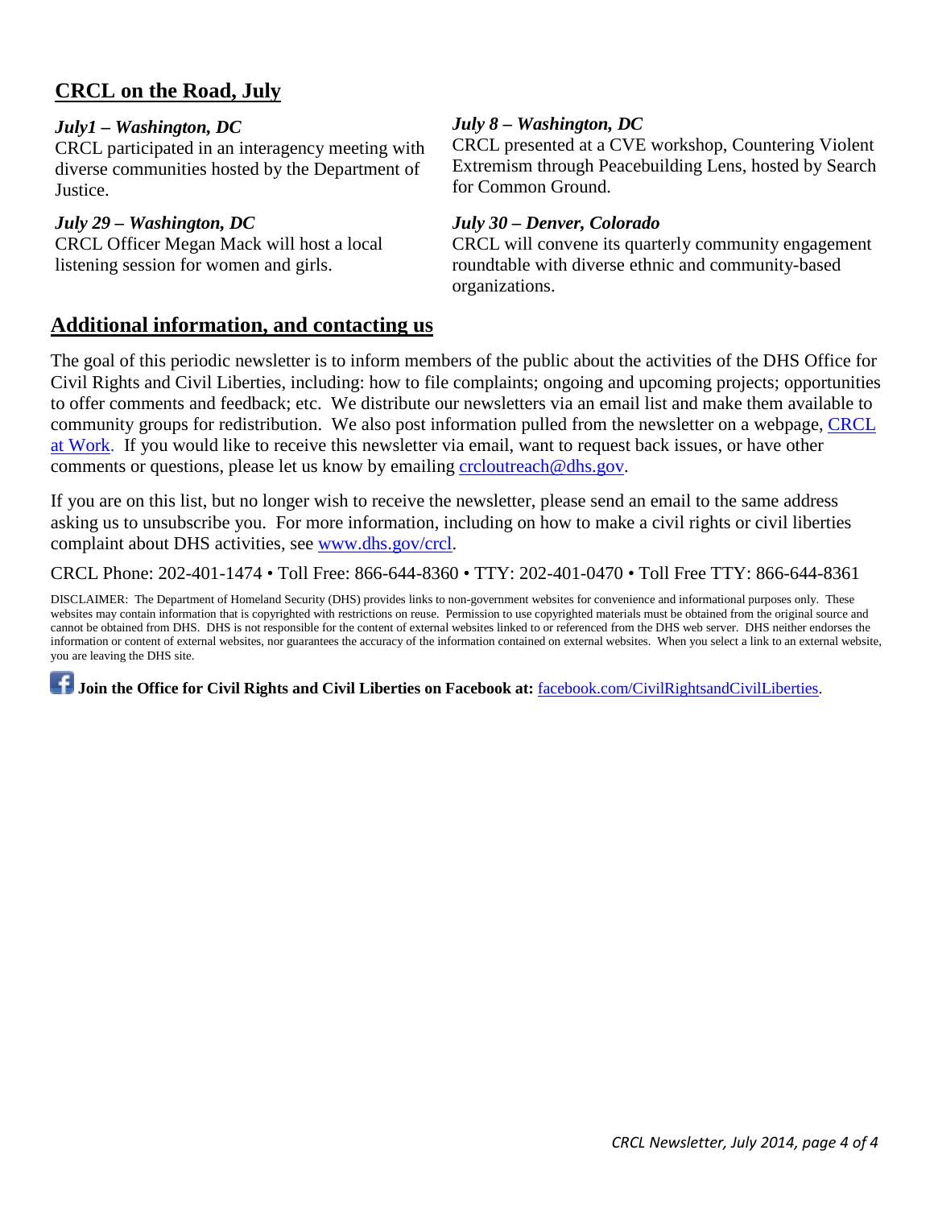## CRCL on the Road, July

***July1 – Washington, DC***
CRCL participated in an interagency meeting with diverse communities hosted by the Department of Justice.

***July 29 – Washington, DC***
CRCL Officer Megan Mack will host a local listening session for women and girls.

***July 8 – Washington, DC***
CRCL presented at a CVE workshop, Countering Violent Extremism through Peacebuilding Lens, hosted by Search for Common Ground.

***July 30 – Denver, Colorado***
CRCL will convene its quarterly community engagement roundtable with diverse ethnic and community-based organizations.

## Additional information, and contacting us

The goal of this periodic newsletter is to inform members of the public about the activities of the DHS Office for Civil Rights and Civil Liberties, including: how to file complaints; ongoing and upcoming projects; opportunities to offer comments and feedback; etc. We distribute our newsletters via an email list and make them available to community groups for redistribution. We also post information pulled from the newsletter on a webpage, CRCL at Work. If you would like to receive this newsletter via email, want to request back issues, or have other comments or questions, please let us know by emailing crcloutreach@dhs.gov.

If you are on this list, but no longer wish to receive the newsletter, please send an email to the same address asking us to unsubscribe you. For more information, including on how to make a civil rights or civil liberties complaint about DHS activities, see www.dhs.gov/crcl.

CRCL Phone: 202-401-1474 • Toll Free: 866-644-8360 • TTY: 202-401-0470 • Toll Free TTY: 866-644-8361

DISCLAIMER: The Department of Homeland Security (DHS) provides links to non-government websites for convenience and informational purposes only. These websites may contain information that is copyrighted with restrictions on reuse. Permission to use copyrighted materials must be obtained from the original source and cannot be obtained from DHS. DHS is not responsible for the content of external websites linked to or referenced from the DHS web server. DHS neither endorses the information or content of external websites, nor guarantees the accuracy of the information contained on external websites. When you select a link to an external website, you are leaving the DHS site.

**Join the Office for Civil Rights and Civil Liberties on Facebook at:** facebook.com/CivilRightsandCivilLiberties.